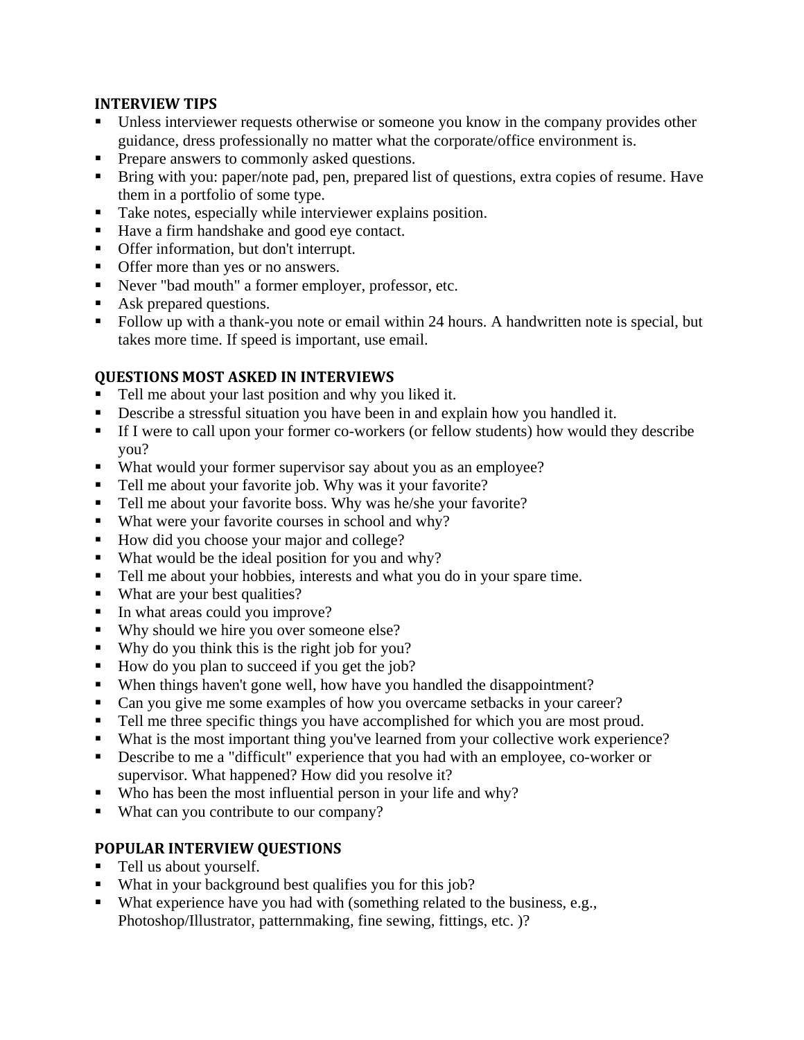## INTERVIEW TIPS

- Unless interviewer requests otherwise or someone you know in the company provides other guidance, dress professionally no matter what the corporate/office environment is.
- Prepare answers to commonly asked questions.
- Bring with you: paper/note pad, pen, prepared list of questions, extra copies of resume. Have them in a portfolio of some type.
- Take notes, especially while interviewer explains position.
- Have a firm handshake and good eye contact.
- Offer information, but don't interrupt.
- Offer more than yes or no answers.
- Never "bad mouth" a former employer, professor, etc.
- Ask prepared questions.
- Follow up with a thank-you note or email within 24 hours. A handwritten note is special, but takes more time. If speed is important, use email.

## QUESTIONS MOST ASKED IN INTERVIEWS

- Tell me about your last position and why you liked it.
- Describe a stressful situation you have been in and explain how you handled it.
- If I were to call upon your former co-workers (or fellow students) how would they describe you?
- What would your former supervisor say about you as an employee?
- Tell me about your favorite job. Why was it your favorite?
- Tell me about your favorite boss. Why was he/she your favorite?
- What were your favorite courses in school and why?
- How did you choose your major and college?
- What would be the ideal position for you and why?
- Tell me about your hobbies, interests and what you do in your spare time.
- What are your best qualities?
- In what areas could you improve?
- Why should we hire you over someone else?
- Why do you think this is the right job for you?
- How do you plan to succeed if you get the job?
- When things haven't gone well, how have you handled the disappointment?
- Can you give me some examples of how you overcame setbacks in your career?
- Tell me three specific things you have accomplished for which you are most proud.
- What is the most important thing you've learned from your collective work experience?
- Describe to me a "difficult" experience that you had with an employee, co-worker or supervisor. What happened? How did you resolve it?
- Who has been the most influential person in your life and why?
- What can you contribute to our company?

## POPULAR INTERVIEW QUESTIONS

- Tell us about yourself.
- What in your background best qualifies you for this job?
- What experience have you had with (something related to the business, e.g., Photoshop/Illustrator, patternmaking, fine sewing, fittings, etc. )?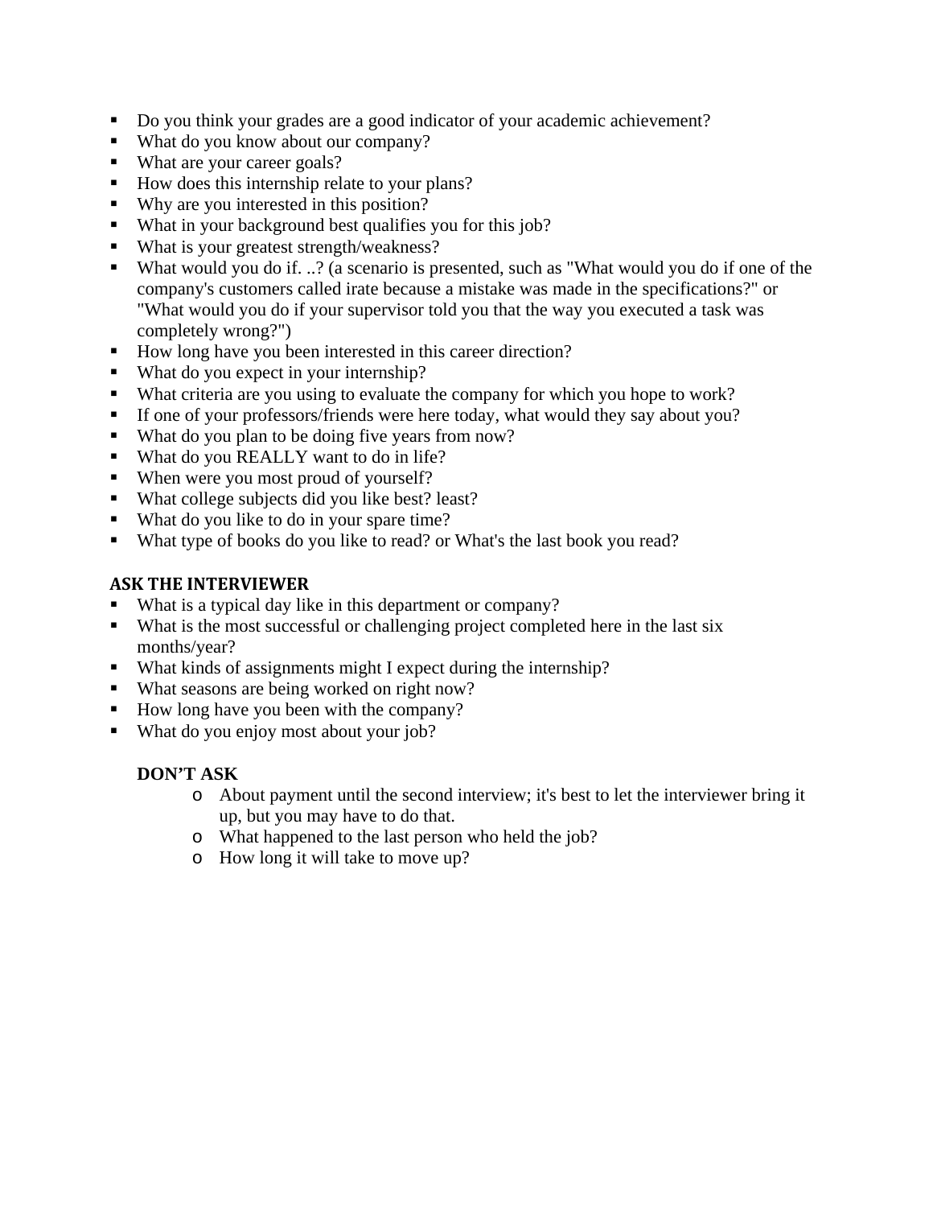- Do you think your grades are a good indicator of your academic achievement?
- What do you know about our company?
- What are your career goals?
- How does this internship relate to your plans?
- Why are you interested in this position?
- What in your background best qualifies you for this job?
- What is your greatest strength/weakness?
- What would you do if. ..? (a scenario is presented, such as "What would you do if one of the company's customers called irate because a mistake was made in the specifications?" or "What would you do if your supervisor told you that the way you executed a task was completely wrong?")
- How long have you been interested in this career direction?
- What do you expect in your internship?
- What criteria are you using to evaluate the company for which you hope to work?
- If one of your professors/friends were here today, what would they say about you?
- What do you plan to be doing five years from now?
- What do you REALLY want to do in life?
- When were you most proud of yourself?
- What college subjects did you like best? least?
- What do you like to do in your spare time?
- What type of books do you like to read? or What's the last book you read?

**ASK THE INTERVIEWER**

- What is a typical day like in this department or company?
- What is the most successful or challenging project completed here in the last six months/year?
- What kinds of assignments might I expect during the internship?
- What seasons are being worked on right now?
- How long have you been with the company?
- What do you enjoy most about your job?

**DON'T ASK**

- About payment until the second interview; it's best to let the interviewer bring it up, but you may have to do that.
- What happened to the last person who held the job?
- How long it will take to move up?